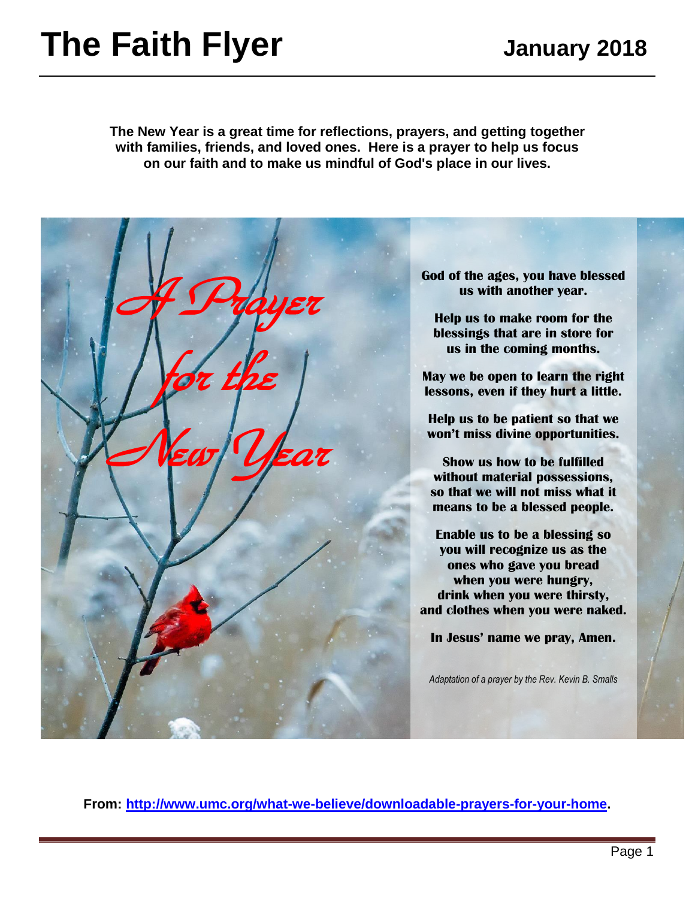# The Faith Flyer

**January 2018**

**The New Year is a great time for reflections, prayers, and getting together with families, friends, and loved ones. Here is a prayer to help us focus on our faith and to make us mindful of God's place in our lives.**

## *A Prayer for the New Year*

**God of the ages, you have blessed us with another year.**

**Help us to make room for the blessings that are in store for us in the coming months.**

**May we be open to learn the right lessons, even if they hurt a little.**

**Help us to be patient so that we won't miss divine opportunities.**

**Show us how to be fulfilled without material possessions, so that we will not miss what it means to be a blessed people.**

**Enable us to be a blessing so you will recognize us as the ones who gave you bread when you were hungry, drink when you were thirsty, and clothes when you were naked.**

**In Jesus' name we pray, Amen.**

*Adaptation of a prayer by the Rev. Kevin B. Smalls*

**From: [http://www.umc.org/what-we-believe/downloadable-prayers-for-your-home](http://www.umc.org/what-we-believe/downloadable-prayers-for-your-home).**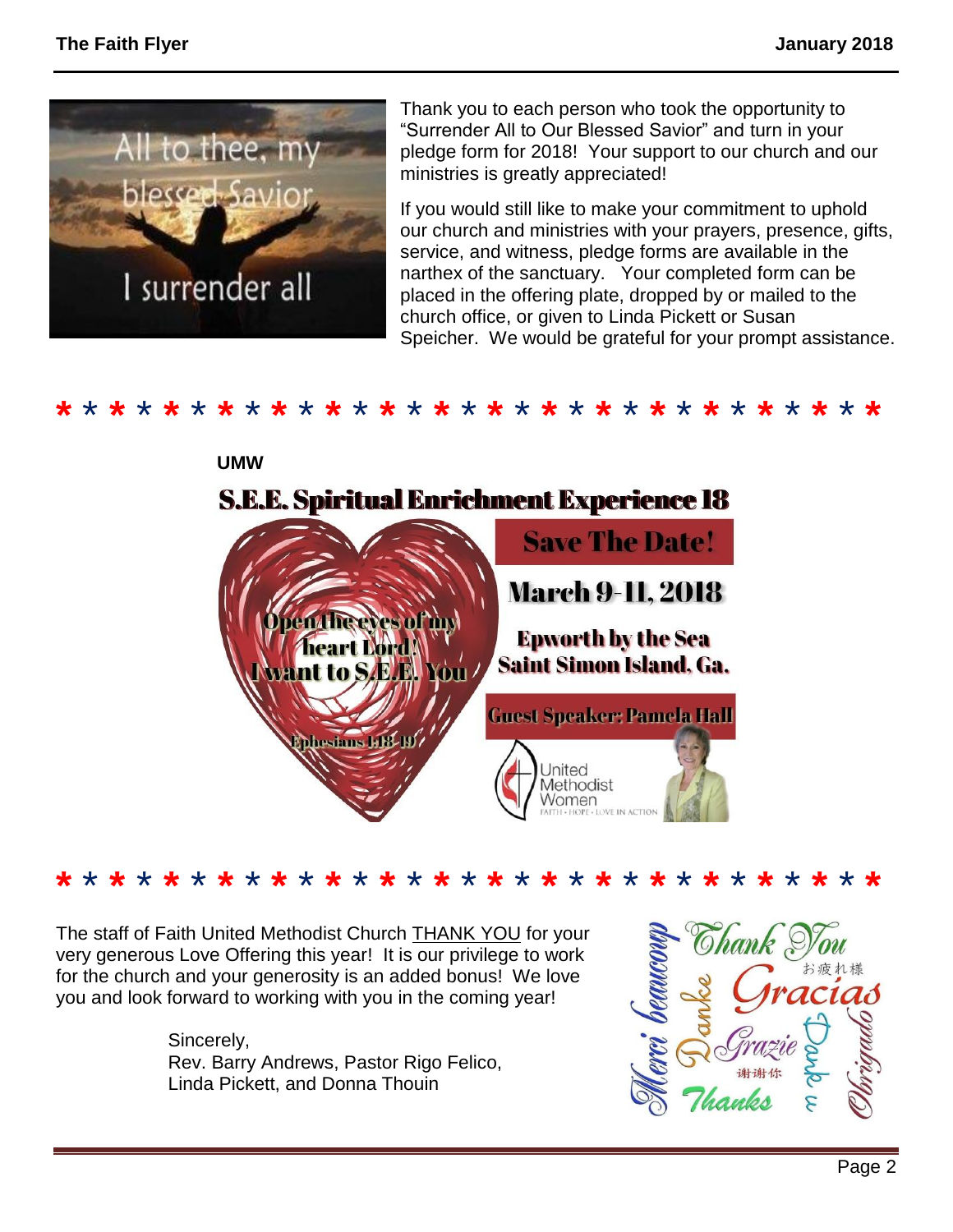Thank you to each person who took the opportunity to "Surrender All to Our Blessed Savior" and turn in your pledge form for 2018! Your support to our church and our ministries is greatly appreciated!

If you would still like to make your commitment to uphold our church and ministries with your prayers, presence, gifts, service, and witness, pledge forms are available in the narthex of the sanctuary. Your completed form can be placed in the offering plate, dropped by or mailed to the church office, or given to Linda Pickett or Susan Speicher. We would be grateful for your prompt assistance.

* * * * * * * * * * * * * * * * * * * * * * * * * * * * * * *

**UMW**

## S.E.E. Spiritual Enrichment Experience 18

Open the eyes of my heart Lord!
I want to S.E.E. You

Ephesians 1:18-19

**Save The Date!**

**March 9-11, 2018**

**Epworth by the Sea**
**Saint Simon Island, Ga.**

**Guest Speaker: Pamela Hall**

United Methodist Women
FAITH • HOPE • LOVE IN ACTION

* * * * * * * * * * * * * * * * * * * * * * * * * * * * * * *

The staff of Faith United Methodist Church THANK YOU for your very generous Love Offering this year! It is our privilege to work for the church and your generosity is an added bonus! We love you and look forward to working with you in the coming year!

Sincerely,
Rev. Barry Andrews, Pastor Rigo Felico,
Linda Pickett, and Donna Thouin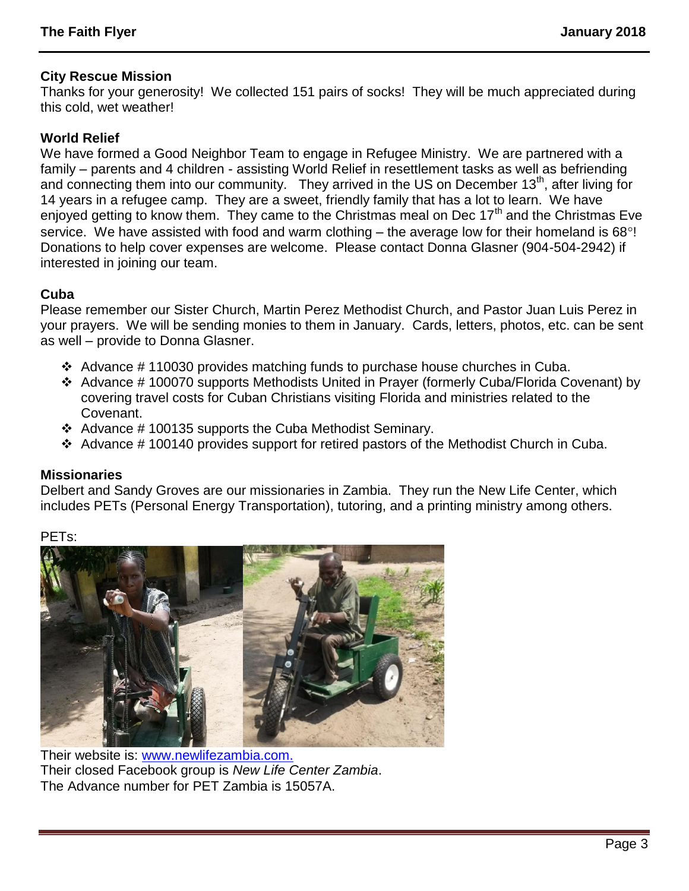### City Rescue Mission

Thanks for your generosity! We collected 151 pairs of socks! They will be much appreciated during this cold, wet weather!

### World Relief

We have formed a Good Neighbor Team to engage in Refugee Ministry. We are partnered with a family – parents and 4 children - assisting World Relief in resettlement tasks as well as befriending and connecting them into our community. They arrived in the US on December 13th, after living for 14 years in a refugee camp. They are a sweet, friendly family that has a lot to learn. We have enjoyed getting to know them. They came to the Christmas meal on Dec 17th and the Christmas Eve service. We have assisted with food and warm clothing – the average low for their homeland is 68°! Donations to help cover expenses are welcome. Please contact Donna Glasner (904-504-2942) if interested in joining our team.

### Cuba

Please remember our Sister Church, Martin Perez Methodist Church, and Pastor Juan Luis Perez in your prayers. We will be sending monies to them in January. Cards, letters, photos, etc. can be sent as well – provide to Donna Glasner.

- Advance # 110030 provides matching funds to purchase house churches in Cuba.
- Advance # 100070 supports Methodists United in Prayer (formerly Cuba/Florida Covenant) by covering travel costs for Cuban Christians visiting Florida and ministries related to the Covenant.
- Advance # 100135 supports the Cuba Methodist Seminary.
- Advance # 100140 provides support for retired pastors of the Methodist Church in Cuba.

### Missionaries

Delbert and Sandy Groves are our missionaries in Zambia. They run the New Life Center, which includes PETs (Personal Energy Transportation), tutoring, and a printing ministry among others.

PETs:

Their website is: [www.newlifezambia.com.](http://www.newlifezambia.com)
Their closed Facebook group is *New Life Center Zambia*.
The Advance number for PET Zambia is 15057A.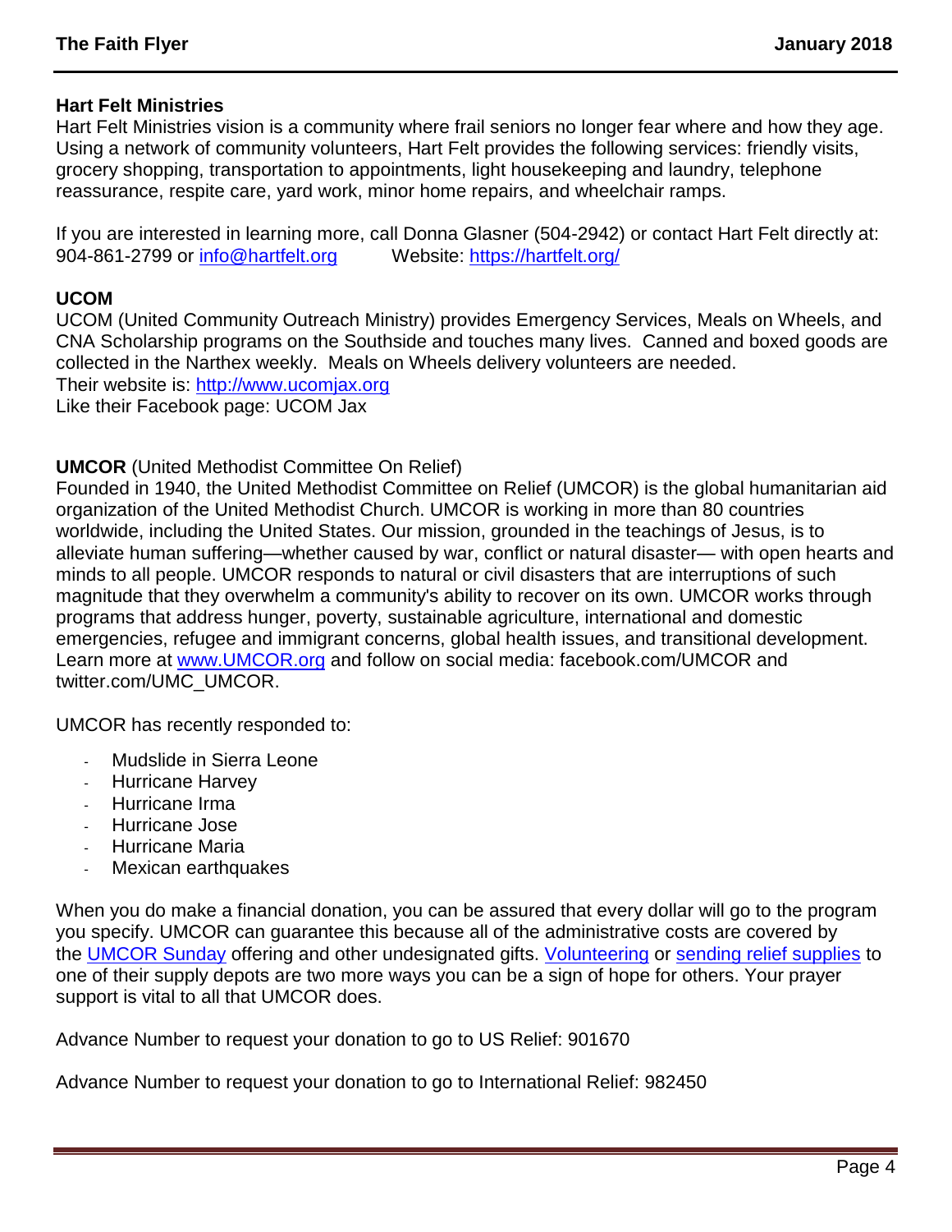## Hart Felt Ministries

Hart Felt Ministries vision is a community where frail seniors no longer fear where and how they age. Using a network of community volunteers, Hart Felt provides the following services: friendly visits, grocery shopping, transportation to appointments, light housekeeping and laundry, telephone reassurance, respite care, yard work, minor home repairs, and wheelchair ramps.

If you are interested in learning more, call Donna Glasner (504-2942) or contact Hart Felt directly at: 904-861-2799 or info@hartfelt.org     Website: https://hartfelt.org/

## UCOM

UCOM (United Community Outreach Ministry) provides Emergency Services, Meals on Wheels, and CNA Scholarship programs on the Southside and touches many lives. Canned and boxed goods are collected in the Narthex weekly. Meals on Wheels delivery volunteers are needed.
Their website is: http://www.ucomjax.org
Like their Facebook page: UCOM Jax

## UMCOR (United Methodist Committee On Relief)

Founded in 1940, the United Methodist Committee on Relief (UMCOR) is the global humanitarian aid organization of the United Methodist Church. UMCOR is working in more than 80 countries worldwide, including the United States. Our mission, grounded in the teachings of Jesus, is to alleviate human suffering—whether caused by war, conflict or natural disaster— with open hearts and minds to all people. UMCOR responds to natural or civil disasters that are interruptions of such magnitude that they overwhelm a community's ability to recover on its own. UMCOR works through programs that address hunger, poverty, sustainable agriculture, international and domestic emergencies, refugee and immigrant concerns, global health issues, and transitional development. Learn more at www.UMCOR.org and follow on social media: facebook.com/UMCOR and twitter.com/UMC_UMCOR.

UMCOR has recently responded to:

- Mudslide in Sierra Leone
- Hurricane Harvey
- Hurricane Irma
- Hurricane Jose
- Hurricane Maria
- Mexican earthquakes

When you do make a financial donation, you can be assured that every dollar will go to the program you specify. UMCOR can guarantee this because all of the administrative costs are covered by the UMCOR Sunday offering and other undesignated gifts. Volunteering or sending relief supplies to one of their supply depots are two more ways you can be a sign of hope for others. Your prayer support is vital to all that UMCOR does.

Advance Number to request your donation to go to US Relief: 901670

Advance Number to request your donation to go to International Relief: 982450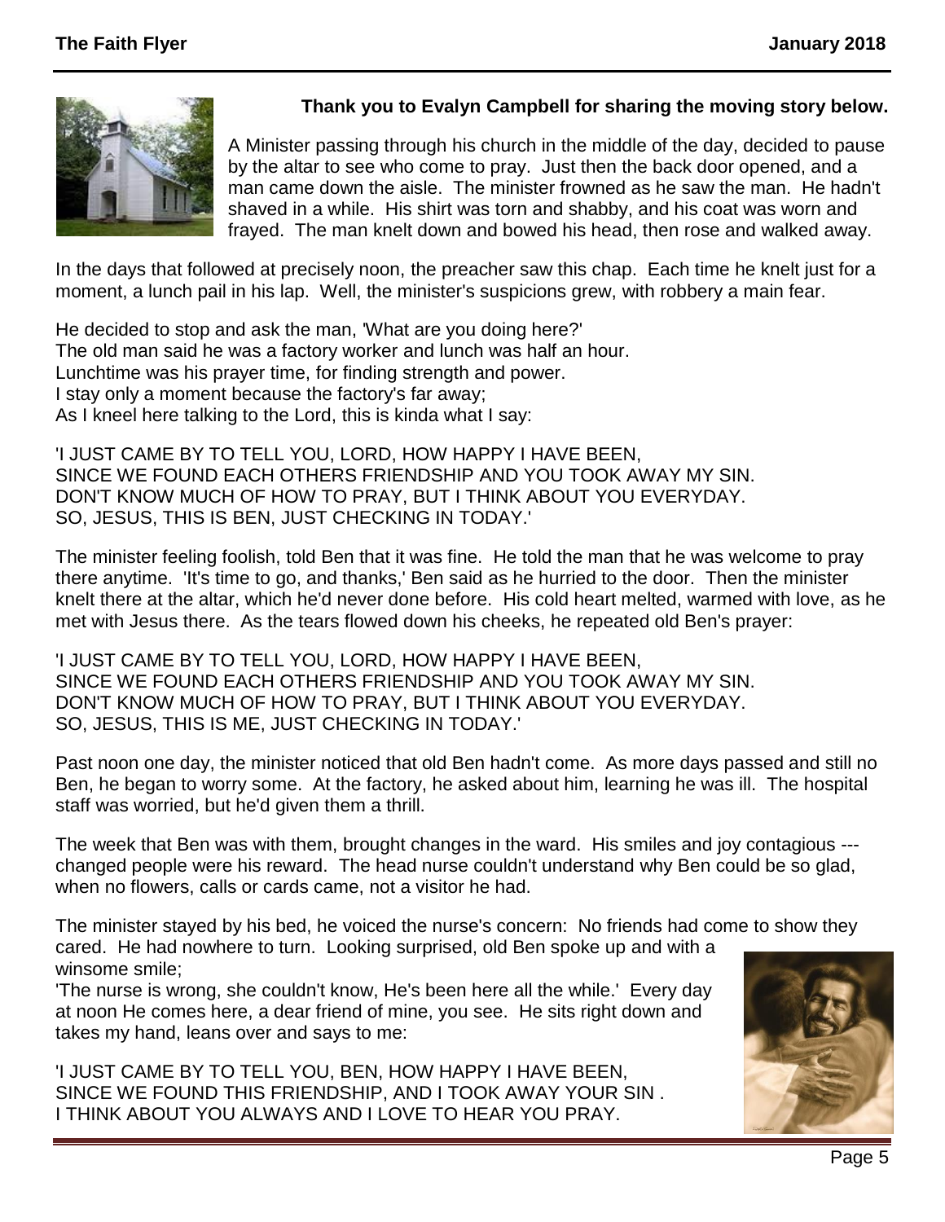**Thank you to Evalyn Campbell for sharing the moving story below.**

A Minister passing through his church in the middle of the day, decided to pause by the altar to see who come to pray. Just then the back door opened, and a man came down the aisle. The minister frowned as he saw the man. He hadn't shaved in a while. His shirt was torn and shabby, and his coat was worn and frayed. The man knelt down and bowed his head, then rose and walked away.

In the days that followed at precisely noon, the preacher saw this chap. Each time he knelt just for a moment, a lunch pail in his lap. Well, the minister's suspicions grew, with robbery a main fear.

He decided to stop and ask the man, 'What are you doing here?'
The old man said he was a factory worker and lunch was half an hour.
Lunchtime was his prayer time, for finding strength and power.
I stay only a moment because the factory's far away;
As I kneel here talking to the Lord, this is kinda what I say:

'I JUST CAME BY TO TELL YOU, LORD, HOW HAPPY I HAVE BEEN,
SINCE WE FOUND EACH OTHERS FRIENDSHIP AND YOU TOOK AWAY MY SIN.
DON'T KNOW MUCH OF HOW TO PRAY, BUT I THINK ABOUT YOU EVERYDAY.
SO, JESUS, THIS IS BEN, JUST CHECKING IN TODAY.'

The minister feeling foolish, told Ben that it was fine. He told the man that he was welcome to pray there anytime. 'It's time to go, and thanks,' Ben said as he hurried to the door. Then the minister knelt there at the altar, which he'd never done before. His cold heart melted, warmed with love, as he met with Jesus there. As the tears flowed down his cheeks, he repeated old Ben's prayer:

'I JUST CAME BY TO TELL YOU, LORD, HOW HAPPY I HAVE BEEN,
SINCE WE FOUND EACH OTHERS FRIENDSHIP AND YOU TOOK AWAY MY SIN.
DON'T KNOW MUCH OF HOW TO PRAY, BUT I THINK ABOUT YOU EVERYDAY.
SO, JESUS, THIS IS ME, JUST CHECKING IN TODAY.'

Past noon one day, the minister noticed that old Ben hadn't come. As more days passed and still no Ben, he began to worry some. At the factory, he asked about him, learning he was ill. The hospital staff was worried, but he'd given them a thrill.

The week that Ben was with them, brought changes in the ward. His smiles and joy contagious --- changed people were his reward. The head nurse couldn't understand why Ben could be so glad, when no flowers, calls or cards came, not a visitor he had.

The minister stayed by his bed, he voiced the nurse's concern: No friends had come to show they cared. He had nowhere to turn. Looking surprised, old Ben spoke up and with a winsome smile;

'The nurse is wrong, she couldn't know, He's been here all the while.' Every day at noon He comes here, a dear friend of mine, you see. He sits right down and takes my hand, leans over and says to me:

'I JUST CAME BY TO TELL YOU, BEN, HOW HAPPY I HAVE BEEN,
SINCE WE FOUND THIS FRIENDSHIP, AND I TOOK AWAY YOUR SIN .
I THINK ABOUT YOU ALWAYS AND I LOVE TO HEAR YOU PRAY.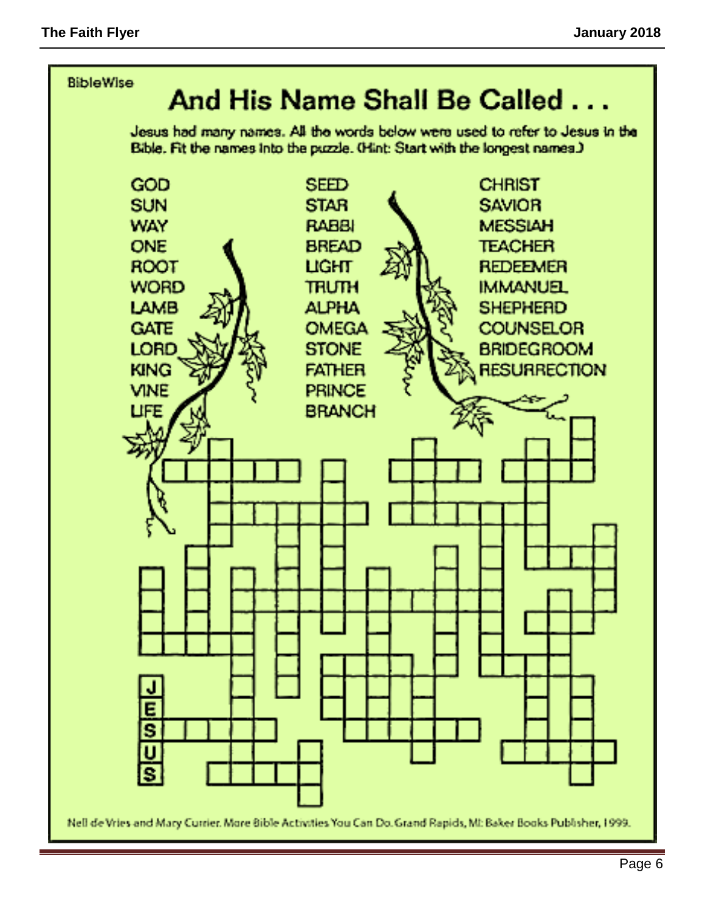BibleWise

# And His Name Shall Be Called . . .

Jesus had many names. All the words below were used to refer to Jesus in the Bible. Fit the names into the puzzle. (Hint: Start with the longest names.)

GOD
SUN
WAY
ONE
ROOT
WORD
LAMB
GATE
LORD
KING
VINE
LIFE

SEED
STAR
RABBI
BREAD
LIGHT
TRUTH
ALPHA
OMEGA
STONE
FATHER
PRINCE
BRANCH

CHRIST
SAVIOR
MESSIAH
TEACHER
REDEEMER
IMMANUEL
SHEPHERD
COUNSELOR
BRIDEGROOM
RESURRECTION

J
E
S
U
S

Nell de Vries and Mary Currier. More Bible Activities You Can Do. Grand Rapids, MI: Baker Books Publisher, 1999.